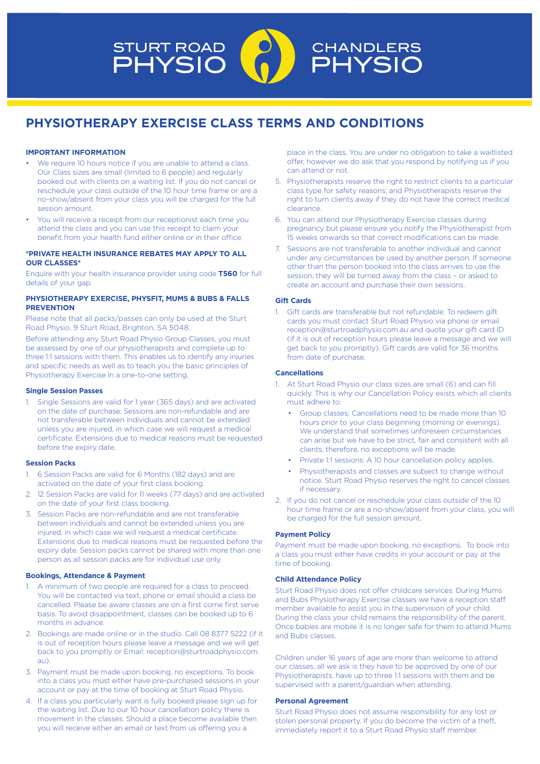STURT ROAD PHYSIO | CHANDLERS PHYSIO

# PHYSIOTHERAPY EXERCISE CLASS TERMS AND CONDITIONS

### IMPORTANT INFORMATION

- We require 10 hours notice if you are unable to attend a class. Our Class sizes are small (limited to 6 people) and regularly booked out with clients on a waiting list. If you do not cancel or reschedule your class outside of the 10 hour time frame or are a no-show/absent from your class you will be charged for the full session amount.
- You will receive a receipt from our receptionist each time you attend the class and you can use this receipt to claim your benefit from your health fund either online or in their office.

### *PRIVATE HEALTH INSURANCE REBATES MAY APPLY TO ALL OUR CLASSES*

Enquire with your health insurance provider using code **T560** for full details of your gap.

### PHYSIOTHERAPY EXERCISE, PHYSFIT, MUMS & BUBS & FALLS PREVENTION

Please note that all packs/passes can only be used at the Sturt Road Physio, 9 Sturt Road, Brighton, SA 5048.

Before attending any Sturt Road Physio Group Classes, you must be assessed by one of our physiotherapists and complete up to three 1:1 sessions with them. This enables us to identify any injuries and specific needs as well as to teach you the basic principles of Physiotherapy Exercise in a one-to-one setting.

#### Single Session Passes

1. Single Sessions are valid for 1 year (365 days) and are activated on the date of purchase. Sessions are non-refundable and are not transferable between individuals and cannot be extended unless you are injured, in which case we will request a medical certificate. Extensions due to medical reasons must be requested before the expiry date.

#### Session Packs

1. 6 Session Packs are valid for 6 Months (182 days) and are activated on the date of your first class booking.
2. 12 Session Packs are valid for 11 weeks (77 days) and are activated on the date of your first class booking.
3. Session Packs are non-refundable and are not transferable between individuals and cannot be extended unless you are injured, in which case we will request a medical certificate. Extensions due to medical reasons must be requested before the expiry date. Session packs cannot be shared with more than one person as all session packs are for individual use only.

#### Bookings, Attendance & Payment

1. A minimum of two people are required for a class to proceed. You will be contacted via text, phone or email should a class be cancelled. Please be aware classes are on a first come first serve basis. To avoid disappointment, classes can be booked up to 6 months in advance.
2. Bookings are made online or in the studio. Call 08 8377 5222 (if it is out of reception hours please leave a message and we will get back to you promptly or Email: reception@sturtroadphysio.com.au).
3. Payment must be made upon booking, no exceptions. To book into a class you must either have pre-purchased sessions in your account or pay at the time of booking at Sturt Road Physio.
4. If a class you particularly want is fully booked please sign up for the waiting list. Due to our 10 hour cancellation policy there is movement in the classes. Should a place become available then you will receive either an email or text from us offering you a place in the class. You are under no obligation to take a waitlisted offer, however we do ask that you respond by notifying us if you can attend or not.
5. Physiotherapists reserve the right to restrict clients to a particular class type for safety reasons; and Physiotherapists reserve the right to turn clients away if they do not have the correct medical clearance.
6. You can attend our Physiotherapy Exercise classes during pregnancy but please ensure you notify the Physiotherapist from 15 weeks onwards so that correct modifications can be made.
7. Sessions are not transferable to another individual and cannot under any circumstances be used by another person. If someone other than the person booked into the class arrives to use the session, they will be turned away from the class – or asked to create an account and purchase their own sessions.

#### Gift Cards

1. Gift cards are transferable but not refundable. To redeem gift cards you must contact Sturt Road Physio via phone or email reception@sturtroadphysio.com.au and quote your gift card ID (if it is out of reception hours please leave a message and we will get back to you promptly). Gift cards are valid for 36 months from date of purchase.

#### Cancellations

1. At Sturt Road Physio our class sizes are small (6) and can fill quickly. This is why our Cancellation Policy exists which all clients must adhere to:
   - Group classes: Cancellations need to be made more than 10 hours prior to your class beginning (morning or evenings). We understand that sometimes unforeseen circumstances can arise but we have to be strict, fair and consistent with all clients, therefore, no exceptions will be made.
   - Private 1:1 sessions: A 10 hour cancellation policy applies.
   - Physiotherapists and classes are subject to change without notice. Sturt Road Physio reserves the right to cancel classes if necessary.
2. If you do not cancel or reschedule your class outside of the 10 hour time frame or are a no-show/absent from your class, you will be charged for the full session amount.

#### Payment Policy

Payment must be made upon booking, no exceptions. To book into a class you must either have credits in your account or pay at the time of booking.

#### Child Attendance Policy

Sturt Road Physio does not offer childcare services. During Mums and Bubs Physiotherapy Exercise classes we have a reception staff member available to assist you in the supervision of your child. During the class your child remains the responsibility of the parent. Once babies are mobile it is no longer safe for them to attend Mums and Bubs classes.

Children under 16 years of age are more than welcome to attend our classes, all we ask is they have to be approved by one of our Physiotherapists, have up to three 1:1 sessions with them and be supervised with a parent/guardian when attending.

#### Personal Agreement

Sturt Road Physio does not assume responsibility for any lost or stolen personal property. If you do become the victim of a theft, immediately report it to a Sturt Road Physio staff member.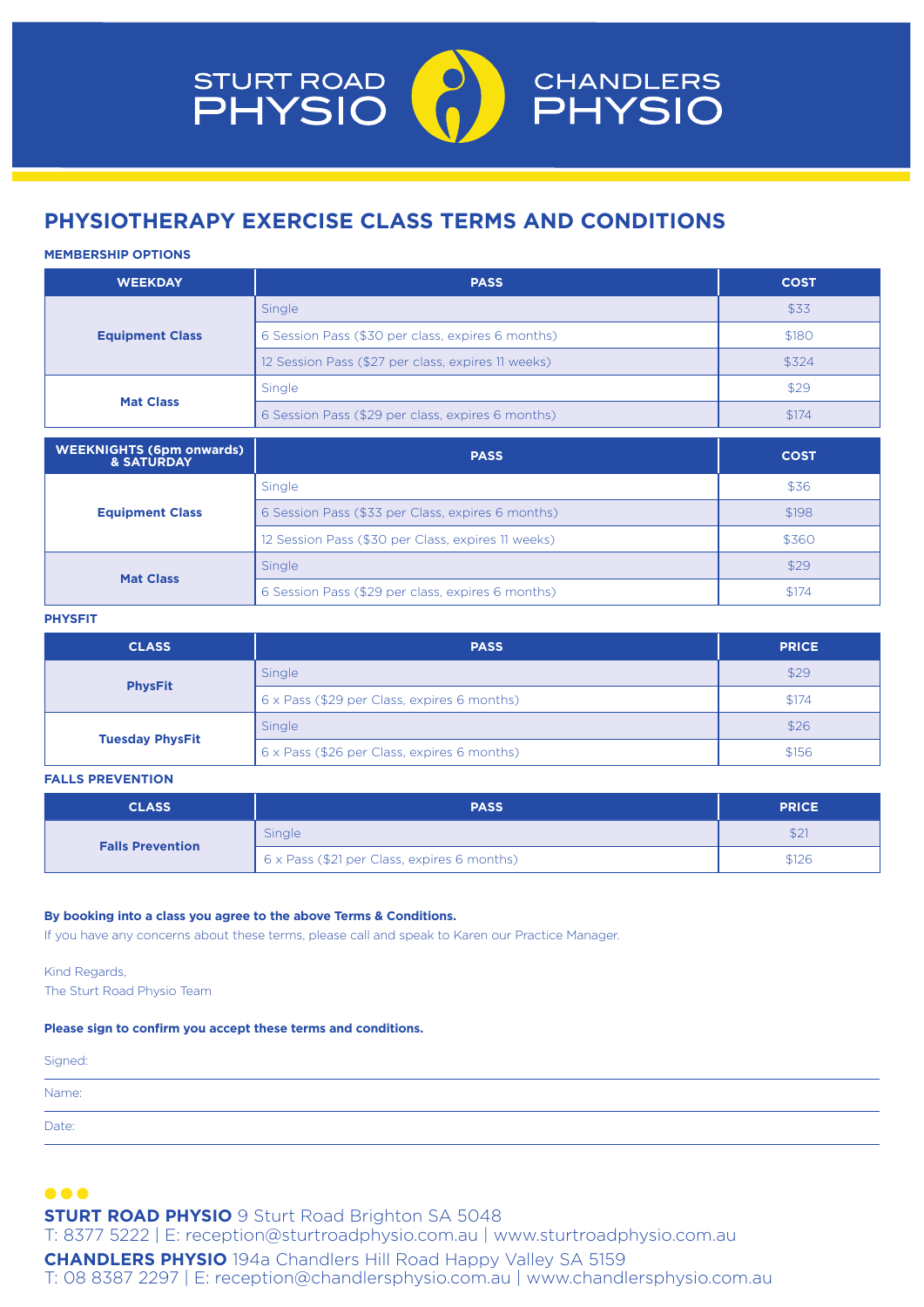# PHYSIOTHERAPY EXERCISE CLASS TERMS AND CONDITIONS

**MEMBERSHIP OPTIONS**

| WEEKDAY | PASS | COST |
|---|---|---|
| **Equipment Class** | Single | $33 |
| | 6 Session Pass ($30 per class, expires 6 months) | $180 |
| | 12 Session Pass ($27 per class, expires 11 weeks) | $324 |
| **Mat Class** | Single | $29 |
| | 6 Session Pass ($29 per class, expires 6 months) | $174 |

| WEEKNIGHTS (6pm onwards) & SATURDAY | PASS | COST |
|---|---|---|
| **Equipment Class** | Single | $36 |
| | 6 Session Pass ($33 per Class, expires 6 months) | $198 |
| | 12 Session Pass ($30 per Class, expires 11 weeks) | $360 |
| **Mat Class** | Single | $29 |
| | 6 Session Pass ($29 per class, expires 6 months) | $174 |

**PHYSFIT**

| CLASS | PASS | PRICE |
|---|---|---|
| **PhysFit** | Single | $29 |
| | 6 x Pass ($29 per Class, expires 6 months) | $174 |
| **Tuesday PhysFit** | Single | $26 |
| | 6 x Pass ($26 per Class, expires 6 months) | $156 |

**FALLS PREVENTION**

| CLASS | PASS | PRICE |
|---|---|---|
| **Falls Prevention** | Single | $21 |
| | 6 x Pass ($21 per Class, expires 6 months) | $126 |

**By booking into a class you agree to the above Terms & Conditions.**

If you have any concerns about these terms, please call and speak to Karen our Practice Manager.

Kind Regards,
The Sturt Road Physio Team

**Please sign to confirm you accept these terms and conditions.**

Signed:

Name:

Date:

**STURT ROAD PHYSIO** 9 Sturt Road Brighton SA 5048
T: 8377 5222 | E: reception@sturtroadphysio.com.au | www.sturtroadphysio.com.au

**CHANDLERS PHYSIO** 194a Chandlers Hill Road Happy Valley SA 5159
T: 08 8387 2297 | E: reception@chandlersphysio.com.au | www.chandlersphysio.com.au